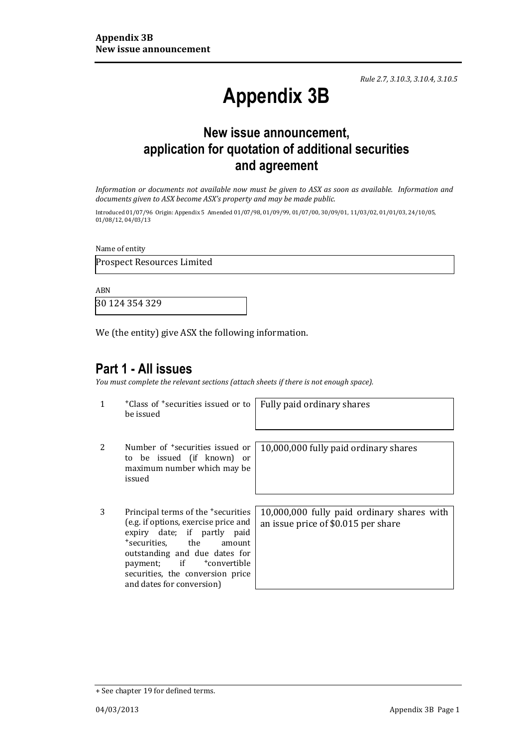*Rule 2.7, 3.10.3, 3.10.4, 3.10.5*

# Appendix 3B

## New issue announcement, application for quotation of additional securities and agreement

*Information or documents not available now must be given to ASX as soon as available. Information and documents given to ASX become ASX's property and may be made public.*

Introduced 01/07/96 Origin: Appendix 5 Amended 01/07/98, 01/09/99, 01/07/00, 30/09/01, 11/03/02, 01/01/03, 24/10/05, 01/08/12, 04/03/13

Name of entity

Prospect Resources Limited

ABN

30 124 354 329

We (the entity) give ASX the following information.

## Part 1 - All issues

*You must complete the relevant sections (attach sheets if there is not enough space).*

| | | |
|---|---|---|
| 1 | +Class of +securities issued or to be issued | Fully paid ordinary shares |
| 2 | Number of +securities issued or to be issued (if known) or maximum number which may be issued | 10,000,000 fully paid ordinary shares |
| 3 | Principal terms of the +securities (e.g. if options, exercise price and expiry date; if partly paid +securities, the amount outstanding and due dates for payment; if +convertible securities, the conversion price and dates for conversion) | 10,000,000 fully paid ordinary shares with an issue price of $0.015 per share |

+ See chapter 19 for defined terms.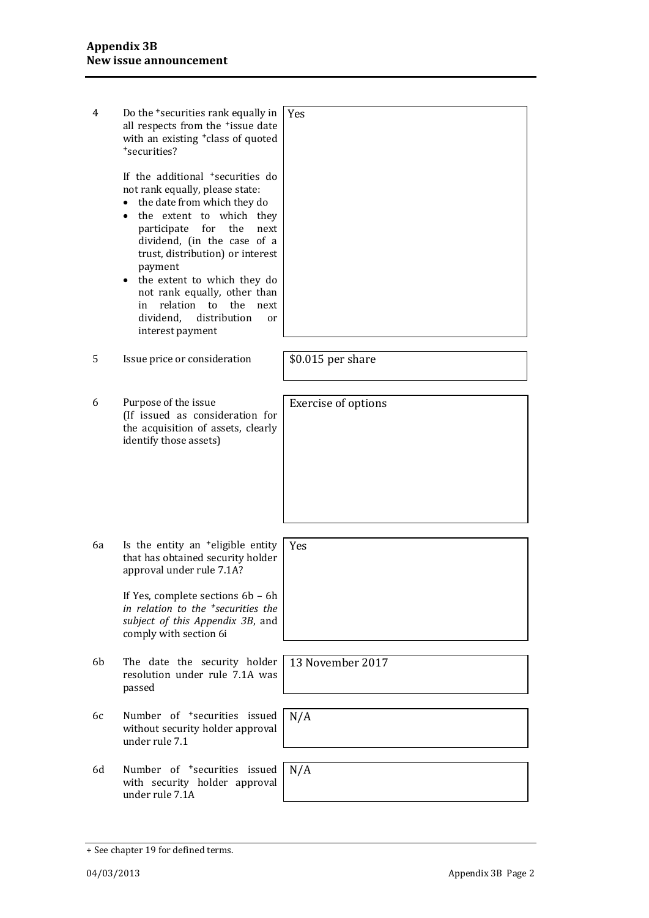| | | |
|---|---|---|
| 4 | Do the +securities rank equally in all respects from the +issue date with an existing +class of quoted +securities?<br><br>If the additional +securities do not rank equally, please state:<br>• the date from which they do<br>• the extent to which they participate for the next dividend, (in the case of a trust, distribution) or interest payment<br>• the extent to which they do not rank equally, other than in relation to the next dividend, distribution or interest payment | Yes |
| 5 | Issue price or consideration | $0.015 per share |
| 6 | Purpose of the issue<br>(If issued as consideration for the acquisition of assets, clearly identify those assets) | Exercise of options |
| 6a | Is the entity an +eligible entity that has obtained security holder approval under rule 7.1A?<br><br>If Yes, complete sections 6b – 6h *in relation to the +securities the subject of this Appendix 3B*, and comply with section 6i | Yes |
| 6b | The date the security holder resolution under rule 7.1A was passed | 13 November 2017 |
| 6c | Number of +securities issued without security holder approval under rule 7.1 | N/A |
| 6d | Number of +securities issued with security holder approval under rule 7.1A | N/A |

+ See chapter 19 for defined terms.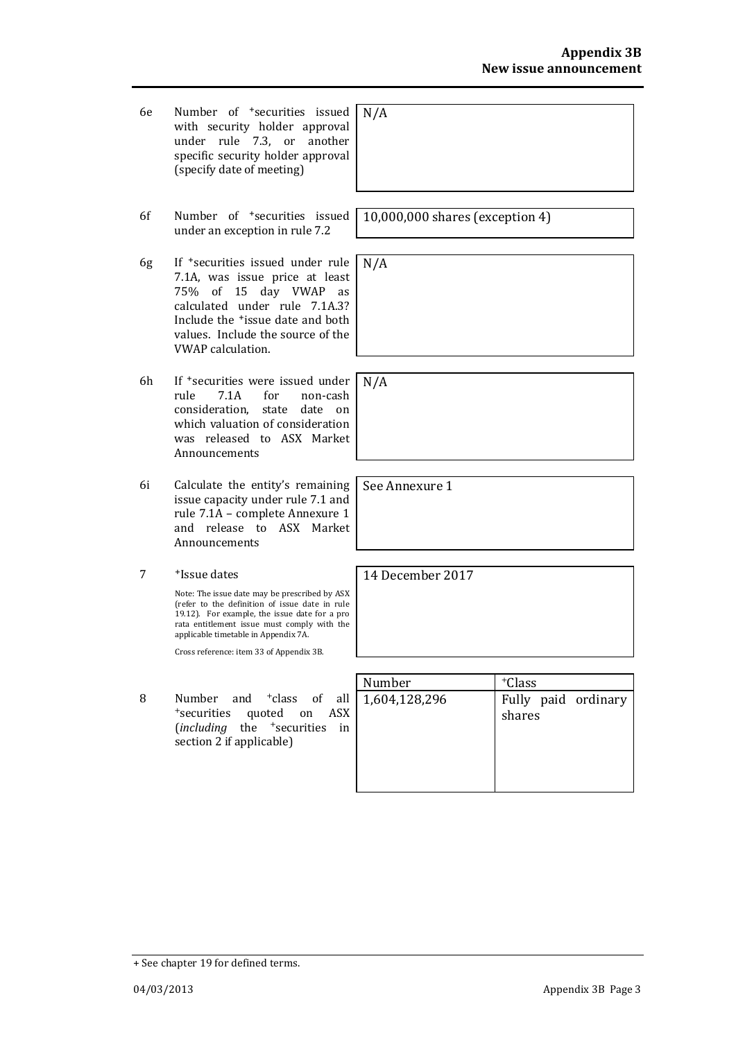| | | |
|---|---|---|
| 6e | Number of +securities issued with security holder approval under rule 7.3, or another specific security holder approval (specify date of meeting) | N/A |
| 6f | Number of +securities issued under an exception in rule 7.2 | 10,000,000 shares (exception 4) |
| 6g | If +securities issued under rule 7.1A, was issue price at least 75% of 15 day VWAP as calculated under rule 7.1A.3? Include the +issue date and both values. Include the source of the VWAP calculation. | N/A |
| 6h | If +securities were issued under rule 7.1A for non-cash consideration, state date on which valuation of consideration was released to ASX Market Announcements | N/A |
| 6i | Calculate the entity's remaining issue capacity under rule 7.1 and rule 7.1A – complete Annexure 1 and release to ASX Market Announcements | See Annexure 1 |
| 7 | +Issue dates<br><br>Note: The issue date may be prescribed by ASX (refer to the definition of issue date in rule 19.12). For example, the issue date for a pro rata entitlement issue must comply with the applicable timetable in Appendix 7A.<br><br>Cross reference: item 33 of Appendix 3B. | 14 December 2017 |

| | | Number | +Class |
|---|---|---|---|
| 8 | Number and +class of all +securities quoted on ASX (*including* the +securities in section 2 if applicable) | 1,604,128,296 | Fully paid ordinary shares |

+ See chapter 19 for defined terms.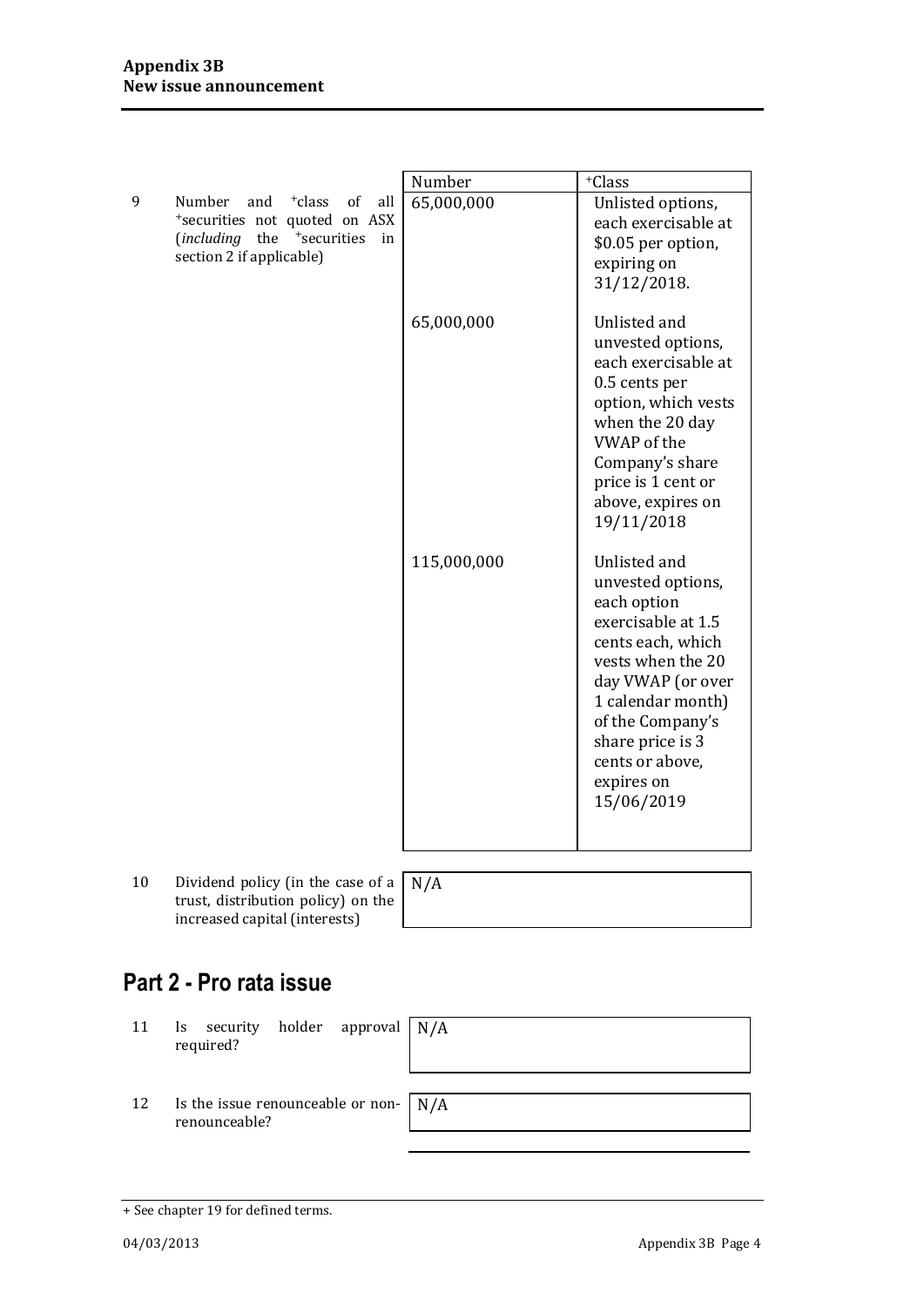| | | Number | +Class |
|---|---|---|---|
| 9 | Number and +class of all +securities not quoted on ASX (*including* the +securities in section 2 if applicable) | 65,000,000 | Unlisted options, each exercisable at $0.05 per option, expiring on 31/12/2018. |
| | | 65,000,000 | Unlisted and unvested options, each exercisable at 0.5 cents per option, which vests when the 20 day VWAP of the Company's share price is 1 cent or above, expires on 19/11/2018 |
| | | 115,000,000 | Unlisted and unvested options, each option exercisable at 1.5 cents each, which vests when the 20 day VWAP (or over 1 calendar month) of the Company's share price is 3 cents or above, expires on 15/06/2019 |

| | | |
|---|---|---|
| 10 | Dividend policy (in the case of a trust, distribution policy) on the increased capital (interests) | N/A |

## Part 2 - Pro rata issue

| | | |
|---|---|---|
| 11 | Is security holder approval required? | N/A |
| 12 | Is the issue renounceable or non-renounceable? | N/A |

+ See chapter 19 for defined terms.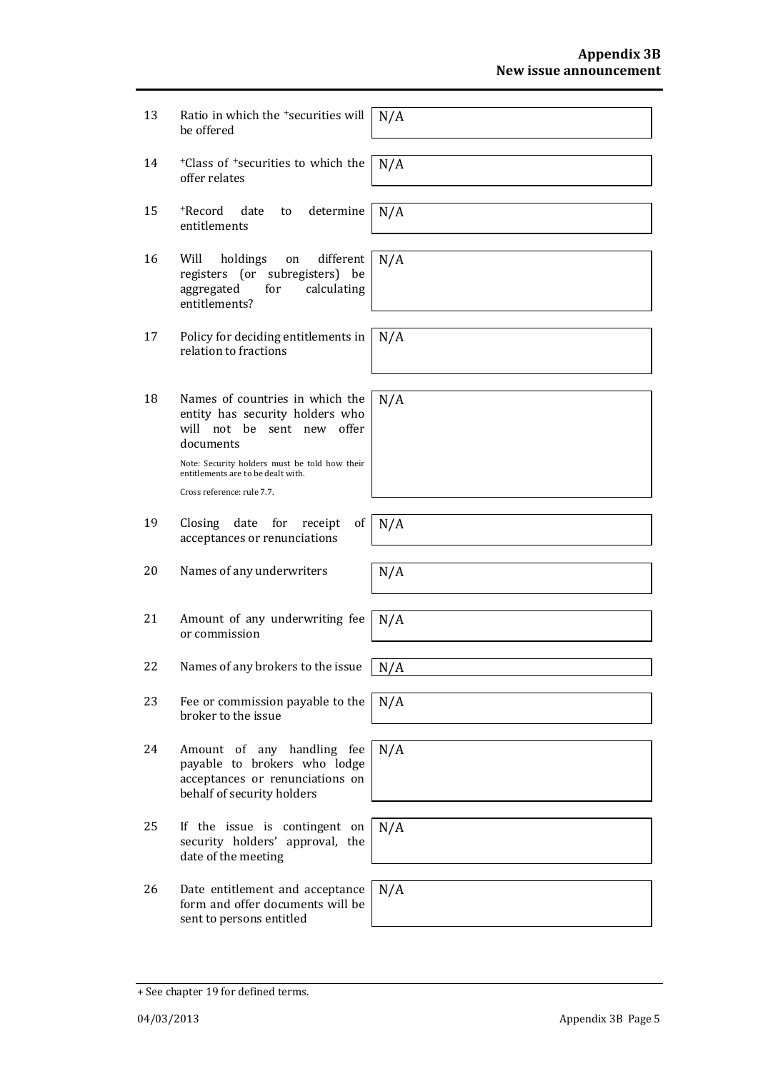| | | |
|---|---|---|
| 13 | Ratio in which the +securities will be offered | N/A |
| 14 | +Class of +securities to which the offer relates | N/A |
| 15 | +Record date to determine entitlements | N/A |
| 16 | Will holdings on different registers (or subregisters) be aggregated for calculating entitlements? | N/A |
| 17 | Policy for deciding entitlements in relation to fractions | N/A |
| 18 | Names of countries in which the entity has security holders who will not be sent new offer documents<br><br>Note: Security holders must be told how their entitlements are to be dealt with.<br><br>Cross reference: rule 7.7. | N/A |
| 19 | Closing date for receipt of acceptances or renunciations | N/A |
| 20 | Names of any underwriters | N/A |
| 21 | Amount of any underwriting fee or commission | N/A |
| 22 | Names of any brokers to the issue | N/A |
| 23 | Fee or commission payable to the broker to the issue | N/A |
| 24 | Amount of any handling fee payable to brokers who lodge acceptances or renunciations on behalf of security holders | N/A |
| 25 | If the issue is contingent on security holders' approval, the date of the meeting | N/A |
| 26 | Date entitlement and acceptance form and offer documents will be sent to persons entitled | N/A |

+ See chapter 19 for defined terms.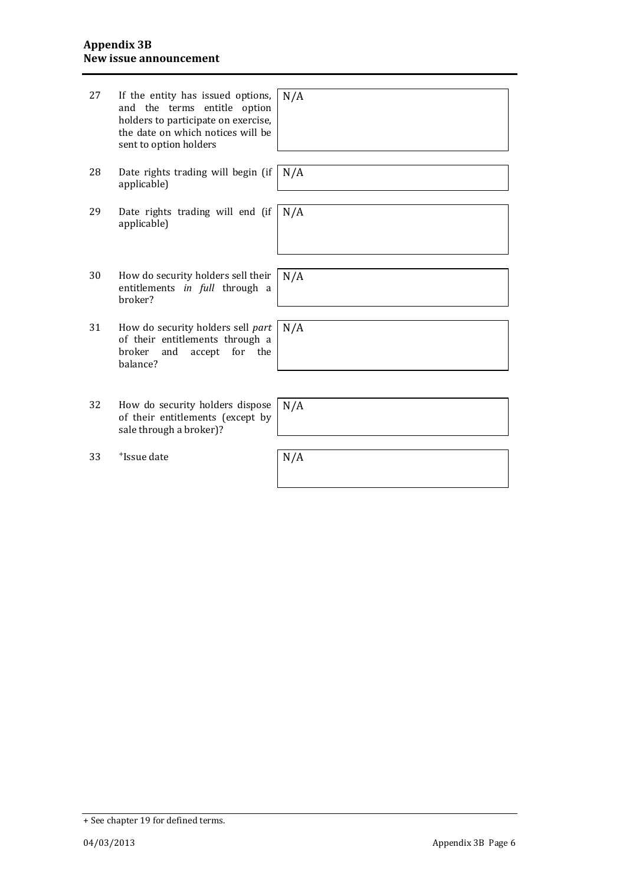| | | |
|---|---|---|
| 27 | If the entity has issued options, and the terms entitle option holders to participate on exercise, the date on which notices will be sent to option holders | N/A |
| 28 | Date rights trading will begin (if applicable) | N/A |
| 29 | Date rights trading will end (if applicable) | N/A |
| 30 | How do security holders sell their entitlements *in full* through a broker? | N/A |
| 31 | How do security holders sell *part* of their entitlements through a broker and accept for the balance? | N/A |
| 32 | How do security holders dispose of their entitlements (except by sale through a broker)? | N/A |
| 33 | +Issue date | N/A |

+ See chapter 19 for defined terms.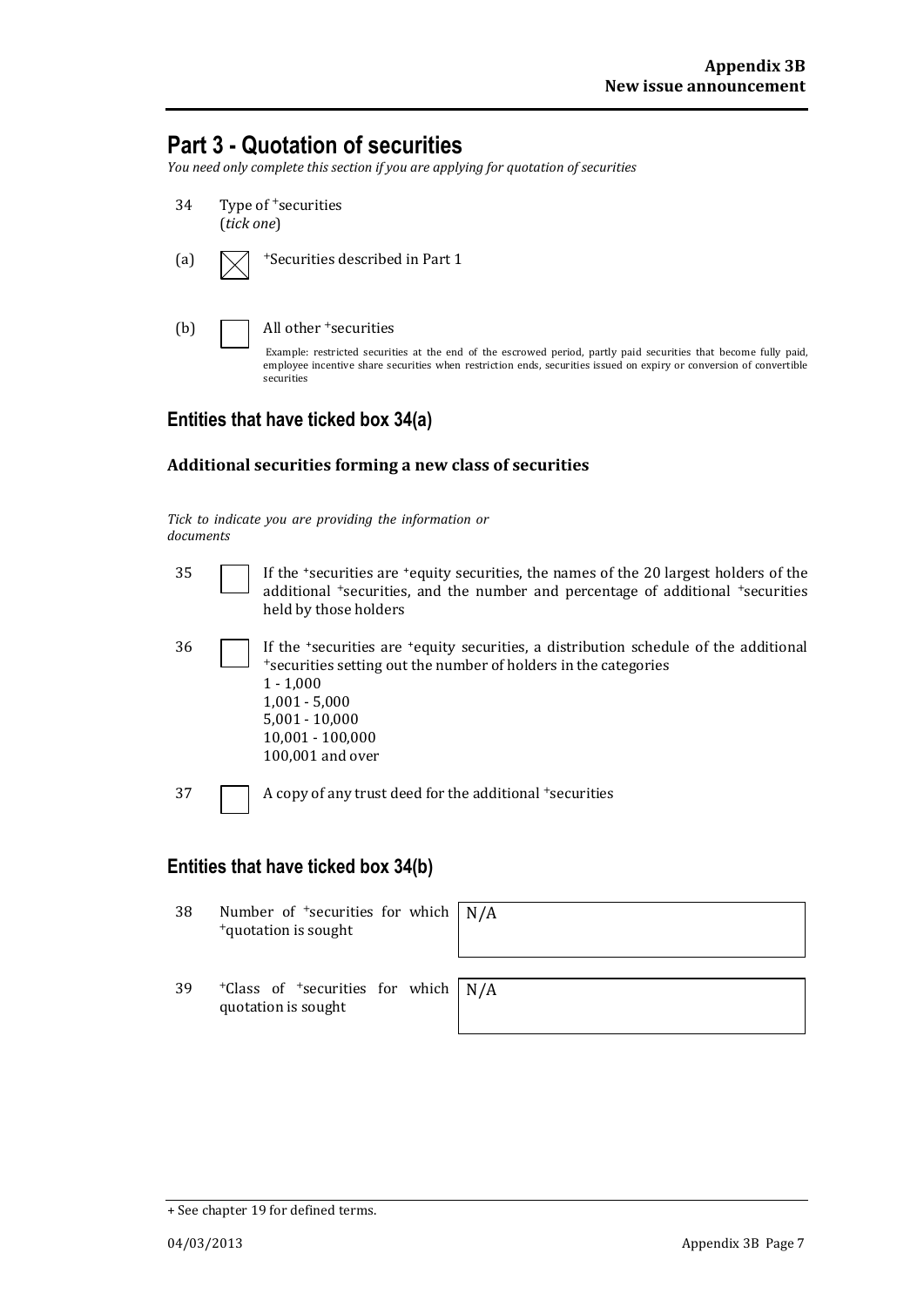# Part 3 - Quotation of securities

*You need only complete this section if you are applying for quotation of securities*

34 Type of +securities
(*tick one*)

(a) ☒ +Securities described in Part 1

(b) ☐ All other +securities

Example: restricted securities at the end of the escrowed period, partly paid securities that become fully paid, employee incentive share securities when restriction ends, securities issued on expiry or conversion of convertible securities

## Entities that have ticked box 34(a)

### Additional securities forming a new class of securities

*Tick to indicate you are providing the information or documents*

35 ☐ If the +securities are +equity securities, the names of the 20 largest holders of the additional +securities, and the number and percentage of additional +securities held by those holders

36 ☐ If the +securities are +equity securities, a distribution schedule of the additional +securities setting out the number of holders in the categories
1 - 1,000
1,001 - 5,000
5,001 - 10,000
10,001 - 100,000
100,001 and over

37 ☐ A copy of any trust deed for the additional +securities

## Entities that have ticked box 34(b)

| | | |
|---|---|---|
| 38 | Number of +securities for which +quotation is sought | N/A |
| 39 | +Class of +securities for which quotation is sought | N/A |

+ See chapter 19 for defined terms.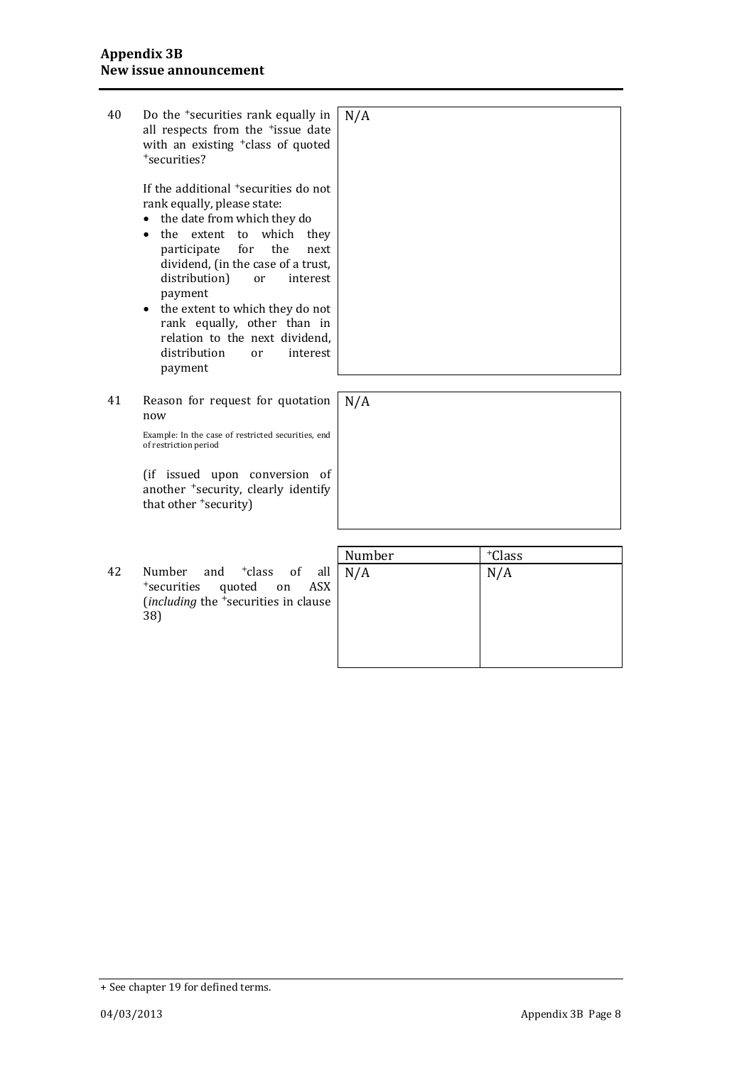| | | |
|---|---|---|
| 40 | Do the +securities rank equally in all respects from the +issue date with an existing +class of quoted +securities?<br><br>If the additional +securities do not rank equally, please state:<br>• the date from which they do<br>• the extent to which they participate for the next dividend, (in the case of a trust, distribution) or interest payment<br>• the extent to which they do not rank equally, other than in relation to the next dividend, distribution or interest payment | N/A |
| 41 | Reason for request for quotation now<br><br>Example: In the case of restricted securities, end of restriction period<br><br>(if issued upon conversion of another +security, clearly identify that other +security) | N/A |

| | | Number | +Class |
|---|---|---|---|
| 42 | Number and +class of all +securities quoted on ASX (*including* the +securities in clause 38) | N/A | N/A |

+ See chapter 19 for defined terms.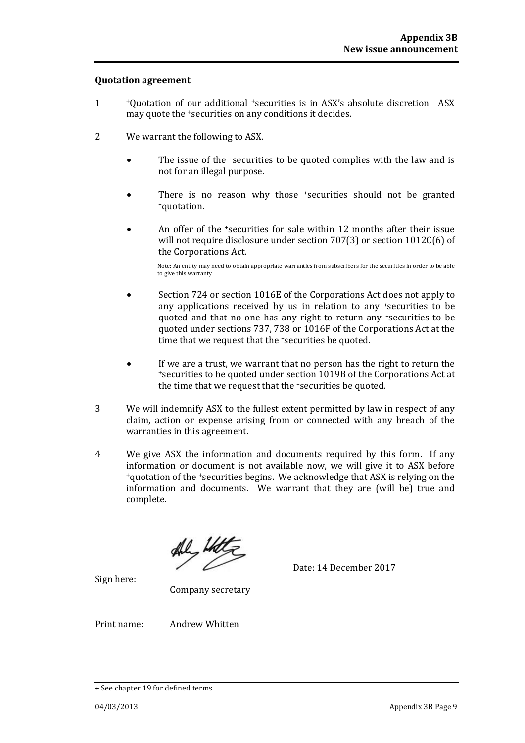**Quotation agreement**

1 +Quotation of our additional +securities is in ASX's absolute discretion. ASX may quote the +securities on any conditions it decides.

2 We warrant the following to ASX.

- The issue of the +securities to be quoted complies with the law and is not for an illegal purpose.

- There is no reason why those +securities should not be granted +quotation.

- An offer of the +securities for sale within 12 months after their issue will not require disclosure under section 707(3) or section 1012C(6) of the Corporations Act.

  Note: An entity may need to obtain appropriate warranties from subscribers for the securities in order to be able to give this warranty

- Section 724 or section 1016E of the Corporations Act does not apply to any applications received by us in relation to any +securities to be quoted and that no-one has any right to return any +securities to be quoted under sections 737, 738 or 1016F of the Corporations Act at the time that we request that the +securities be quoted.

- If we are a trust, we warrant that no person has the right to return the +securities to be quoted under section 1019B of the Corporations Act at the time that we request that the +securities be quoted.

3 We will indemnify ASX to the fullest extent permitted by law in respect of any claim, action or expense arising from or connected with any breach of the warranties in this agreement.

4 We give ASX the information and documents required by this form. If any information or document is not available now, we will give it to ASX before +quotation of the +securities begins. We acknowledge that ASX is relying on the information and documents. We warrant that they are (will be) true and complete.

Sign here: Company secretary Date: 14 December 2017

Print name: Andrew Whitten

+ See chapter 19 for defined terms.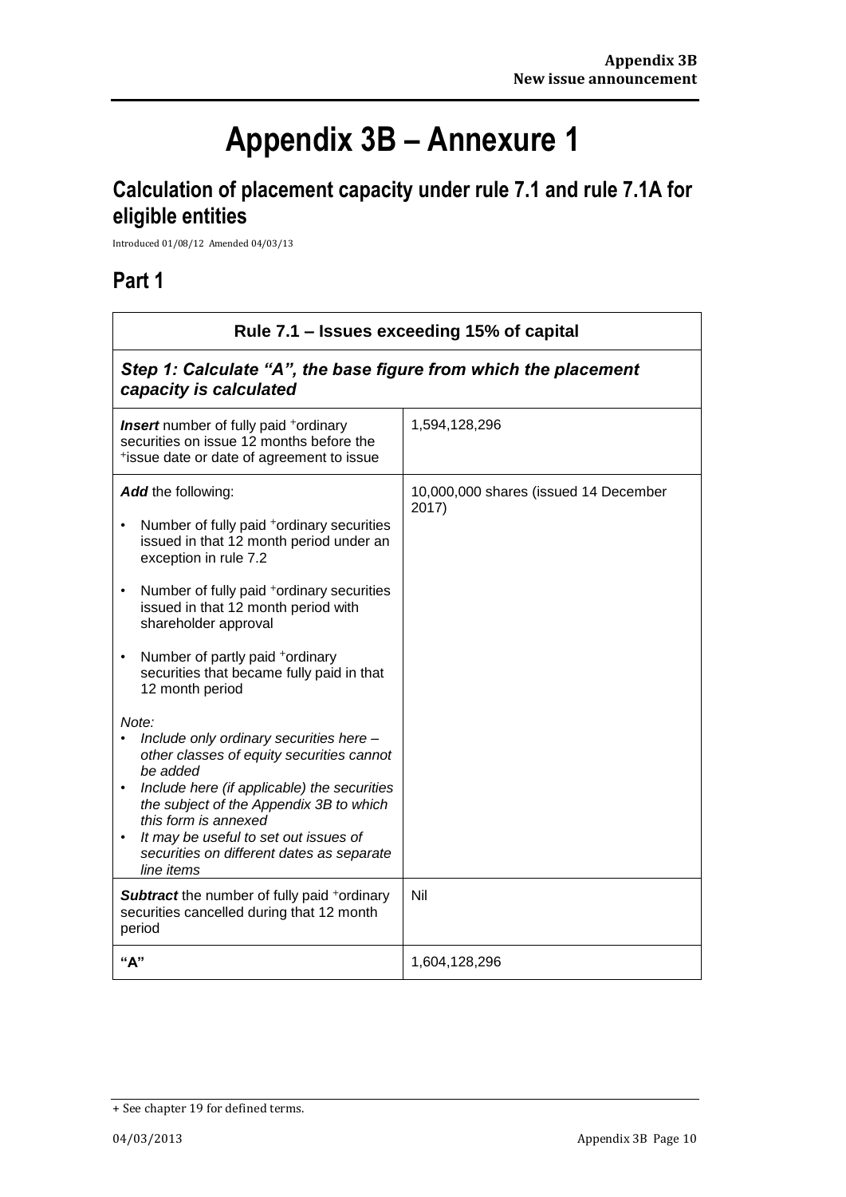# Appendix 3B – Annexure 1

## Calculation of placement capacity under rule 7.1 and rule 7.1A for eligible entities

Introduced 01/08/12 Amended 04/03/13

## Part 1

| Rule 7.1 – Issues exceeding 15% of capital | |
|---|---|
| ***Step 1: Calculate "A", the base figure from which the placement capacity is calculated*** | |
| ***Insert*** number of fully paid +ordinary securities on issue 12 months before the +issue date or date of agreement to issue | 1,594,128,296 |
| ***Add*** the following:<br>• Number of fully paid +ordinary securities issued in that 12 month period under an exception in rule 7.2<br>• Number of fully paid +ordinary securities issued in that 12 month period with shareholder approval<br>• Number of partly paid +ordinary securities that became fully paid in that 12 month period<br>*Note:*<br>• *Include only ordinary securities here – other classes of equity securities cannot be added*<br>• *Include here (if applicable) the securities the subject of the Appendix 3B to which this form is annexed*<br>• *It may be useful to set out issues of securities on different dates as separate line items* | 10,000,000 shares (issued 14 December 2017) |
| ***Subtract*** the number of fully paid +ordinary securities cancelled during that 12 month period | Nil |
| **"A"** | 1,604,128,296 |

+ See chapter 19 for defined terms.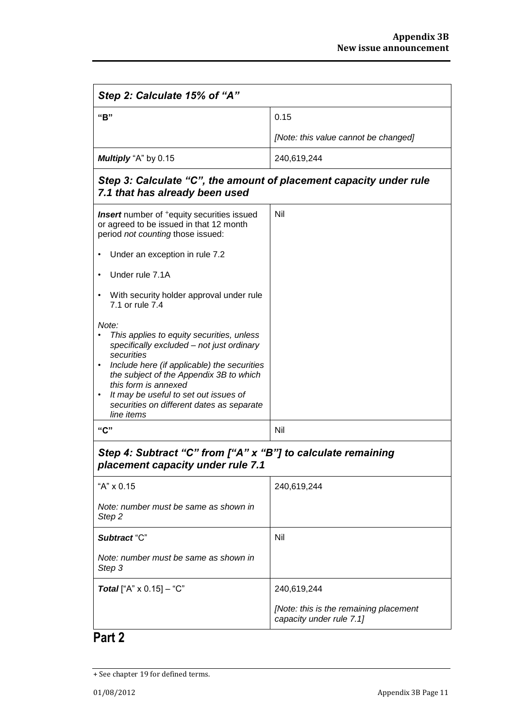| ***Step 2: Calculate 15% of "A"*** | |
|---|---|
| **"B"** | 0.15<br><br>*[Note: this value cannot be changed]* |
| ***Multiply*** "A" by 0.15 | 240,619,244 |
| ***Step 3: Calculate "C", the amount of placement capacity under rule 7.1 that has already been used*** | |
| ***Insert*** number of +equity securities issued or agreed to be issued in that 12 month period *not counting* those issued:<br><br>• Under an exception in rule 7.2<br><br>• Under rule 7.1A<br><br>• With security holder approval under rule 7.1 or rule 7.4<br><br>*Note:*<br>• *This applies to equity securities, unless specifically excluded – not just ordinary securities*<br>• *Include here (if applicable) the securities the subject of the Appendix 3B to which this form is annexed*<br>• *It may be useful to set out issues of securities on different dates as separate line items* | Nil |
| **"C"** | Nil |
| ***Step 4: Subtract "C" from ["A" x "B"] to calculate remaining placement capacity under rule 7.1*** | |
| "A" x 0.15<br><br>*Note: number must be same as shown in Step 2* | 240,619,244 |
| ***Subtract*** "C"<br><br>*Note: number must be same as shown in Step 3* | Nil |
| ***Total*** ["A" x 0.15] – "C" | 240,619,244<br><br>*[Note: this is the remaining placement capacity under rule 7.1]* |

# Part 2

+ See chapter 19 for defined terms.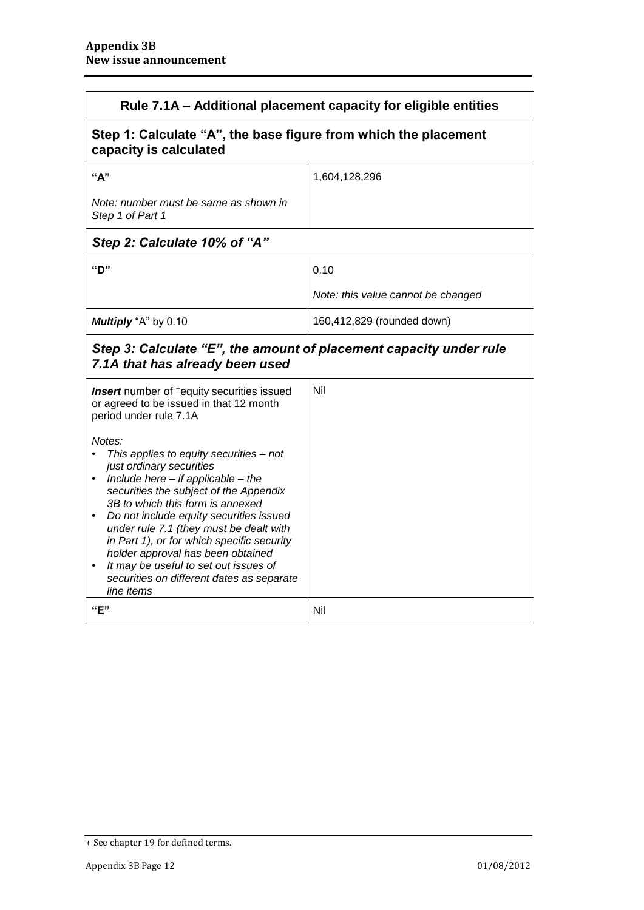| Rule 7.1A – Additional placement capacity for eligible entities | |
| --- | --- |
| **Step 1: Calculate "A", the base figure from which the placement capacity is calculated** | |
| **"A"**<br><br>*Note: number must be same as shown in Step 1 of Part 1* | 1,604,128,296 |
| ***Step 2: Calculate 10% of "A"*** | |
| **"D"** | 0.10<br><br>*Note: this value cannot be changed* |
| ***Multiply*** "A" by 0.10 | 160,412,829 (rounded down) |
| ***Step 3: Calculate "E", the amount of placement capacity under rule 7.1A that has already been used*** | |
| ***Insert*** number of +equity securities issued or agreed to be issued in that 12 month period under rule 7.1A<br><br>*Notes:*<br>• *This applies to equity securities – not just ordinary securities*<br>• *Include here – if applicable – the securities the subject of the Appendix 3B to which this form is annexed*<br>• *Do not include equity securities issued under rule 7.1 (they must be dealt with in Part 1), or for which specific security holder approval has been obtained*<br>• *It may be useful to set out issues of securities on different dates as separate line items* | Nil |
| **"E"** | Nil |

+ See chapter 19 for defined terms.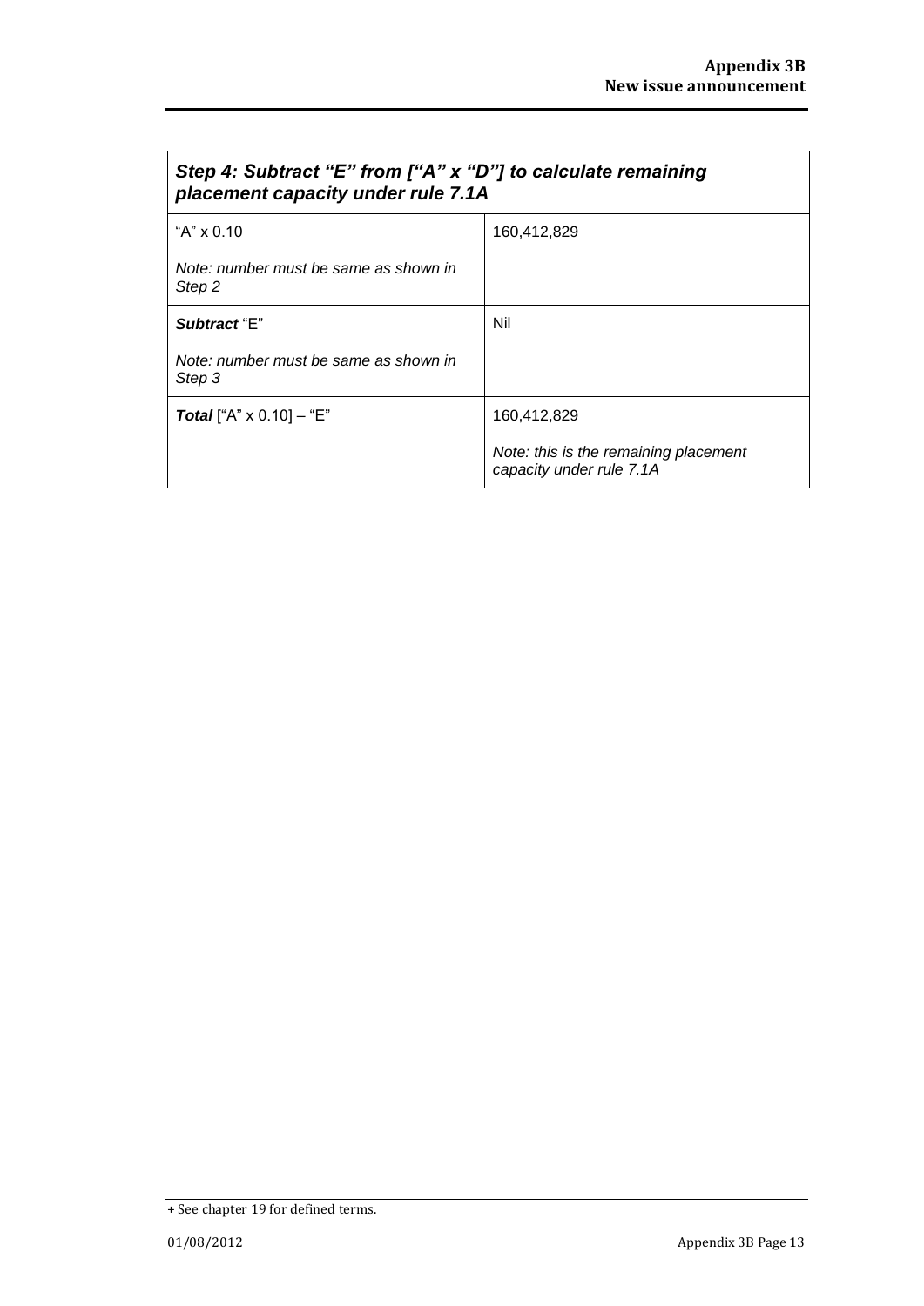| ***Step 4: Subtract "E" from ["A" x "D"] to calculate remaining placement capacity under rule 7.1A*** | |
|---|---|
| "A" x 0.10<br><br>*Note: number must be same as shown in Step 2* | 160,412,829 |
| ***Subtract*** "E"<br><br>*Note: number must be same as shown in Step 3* | Nil |
| ***Total*** ["A" x 0.10] – "E" | 160,412,829<br><br>*Note: this is the remaining placement capacity under rule 7.1A* |

+ See chapter 19 for defined terms.